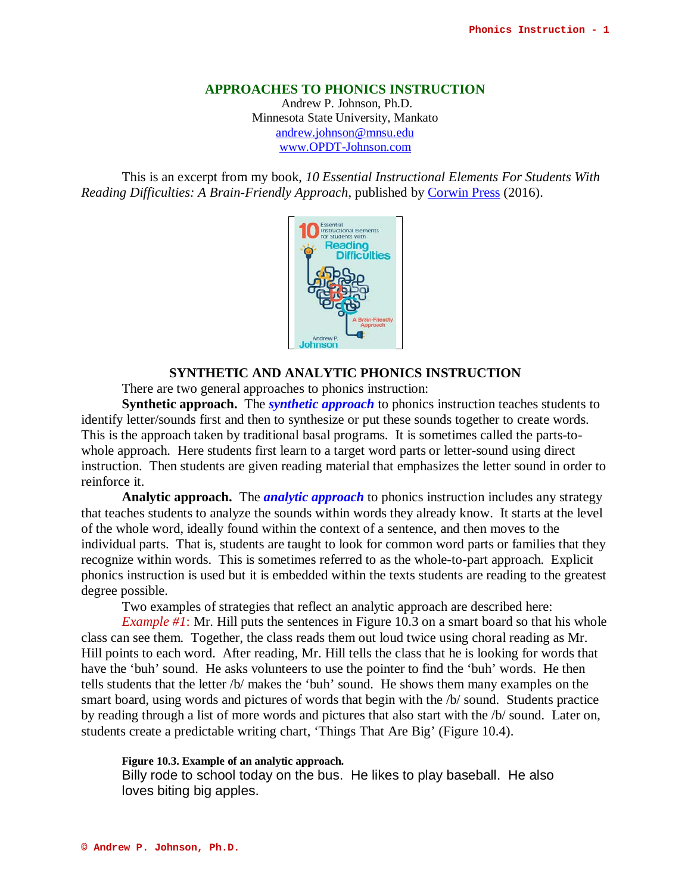# APPROACHES TO PHONICS INSTRUCTION

Andrew P. Johnson, Ph.D.
Minnesota State University, Mankato
andrew.johnson@mnsu.edu
www.OPDT-Johnson.com

This is an excerpt from my book, *10 Essential Instructional Elements For Students With Reading Difficulties: A Brain-Friendly Approach*, published by Corwin Press (2016).

## SYNTHETIC AND ANALYTIC PHONICS INSTRUCTION

There are two general approaches to phonics instruction:

**Synthetic approach.** The ***synthetic approach*** to phonics instruction teaches students to identify letter/sounds first and then to synthesize or put these sounds together to create words. This is the approach taken by traditional basal programs. It is sometimes called the parts-to-whole approach. Here students first learn to a target word parts or letter-sound using direct instruction. Then students are given reading material that emphasizes the letter sound in order to reinforce it.

**Analytic approach.** The ***analytic approach*** to phonics instruction includes any strategy that teaches students to analyze the sounds within words they already know. It starts at the level of the whole word, ideally found within the context of a sentence, and then moves to the individual parts. That is, students are taught to look for common word parts or families that they recognize within words. This is sometimes referred to as the whole-to-part approach. Explicit phonics instruction is used but it is embedded within the texts students are reading to the greatest degree possible.

Two examples of strategies that reflect an analytic approach are described here:

*Example #1*: Mr. Hill puts the sentences in Figure 10.3 on a smart board so that his whole class can see them. Together, the class reads them out loud twice using choral reading as Mr. Hill points to each word. After reading, Mr. Hill tells the class that he is looking for words that have the 'buh' sound. He asks volunteers to use the pointer to find the 'buh' words. He then tells students that the letter /b/ makes the 'buh' sound. He shows them many examples on the smart board, using words and pictures of words that begin with the /b/ sound. Students practice by reading through a list of more words and pictures that also start with the /b/ sound. Later on, students create a predictable writing chart, 'Things That Are Big' (Figure 10.4).

**Figure 10.3. Example of an analytic approach.**

Billy rode to school today on the bus. He likes to play baseball. He also loves biting big apples.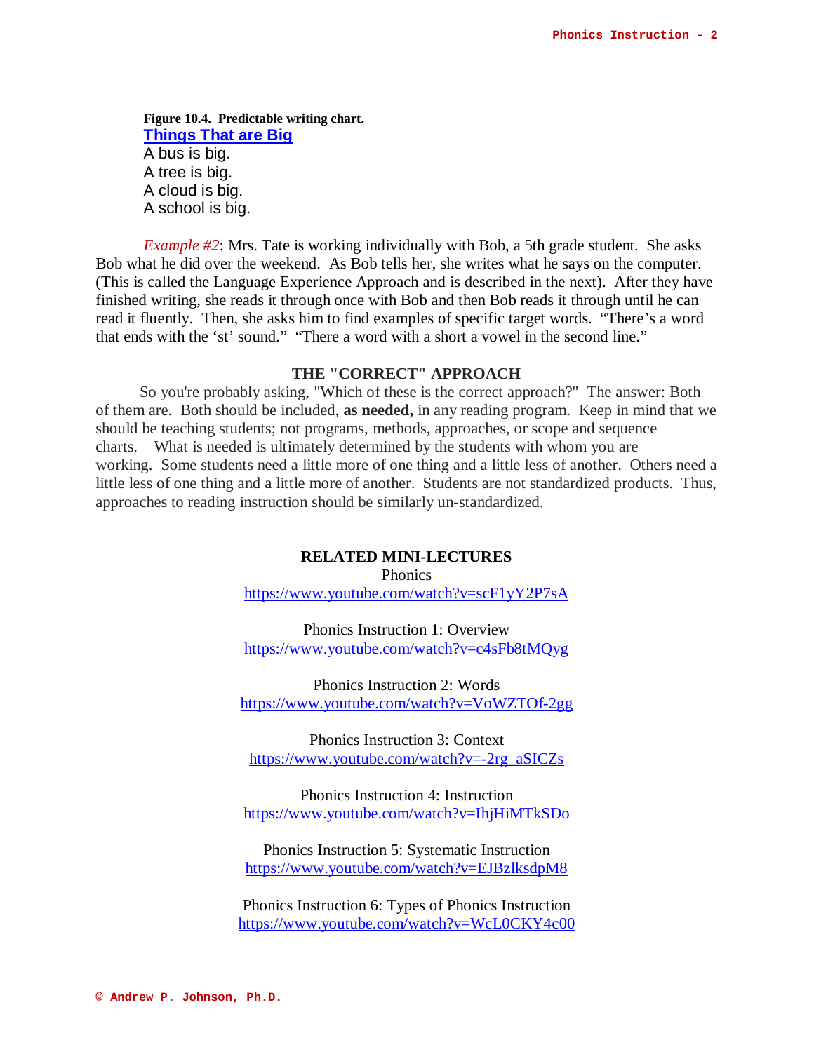**Figure 10.4. Predictable writing chart.**

**Things That are Big**

A bus is big.
A tree is big.
A cloud is big.
A school is big.

*Example #2*: Mrs. Tate is working individually with Bob, a 5th grade student. She asks Bob what he did over the weekend. As Bob tells her, she writes what he says on the computer. (This is called the Language Experience Approach and is described in the next). After they have finished writing, she reads it through once with Bob and then Bob reads it through until he can read it fluently. Then, she asks him to find examples of specific target words. "There's a word that ends with the 'st' sound." "There a word with a short a vowel in the second line."

## THE "CORRECT" APPROACH

So you're probably asking, "Which of these is the correct approach?" The answer: Both of them are. Both should be included, **as needed,** in any reading program. Keep in mind that we should be teaching students; not programs, methods, approaches, or scope and sequence charts. What is needed is ultimately determined by the students with whom you are working. Some students need a little more of one thing and a little less of another. Others need a little less of one thing and a little more of another. Students are not standardized products. Thus, approaches to reading instruction should be similarly un-standardized.

## RELATED MINI-LECTURES

Phonics
https://www.youtube.com/watch?v=scF1yY2P7sA

Phonics Instruction 1: Overview
https://www.youtube.com/watch?v=c4sFb8tMQyg

Phonics Instruction 2: Words
https://www.youtube.com/watch?v=VoWZTOf-2gg

Phonics Instruction 3: Context
https://www.youtube.com/watch?v=-2rg_aSICZs

Phonics Instruction 4: Instruction
https://www.youtube.com/watch?v=IhjHiMTkSDo

Phonics Instruction 5: Systematic Instruction
https://www.youtube.com/watch?v=EJBzlksdpM8

Phonics Instruction 6: Types of Phonics Instruction
https://www.youtube.com/watch?v=WcL0CKY4c00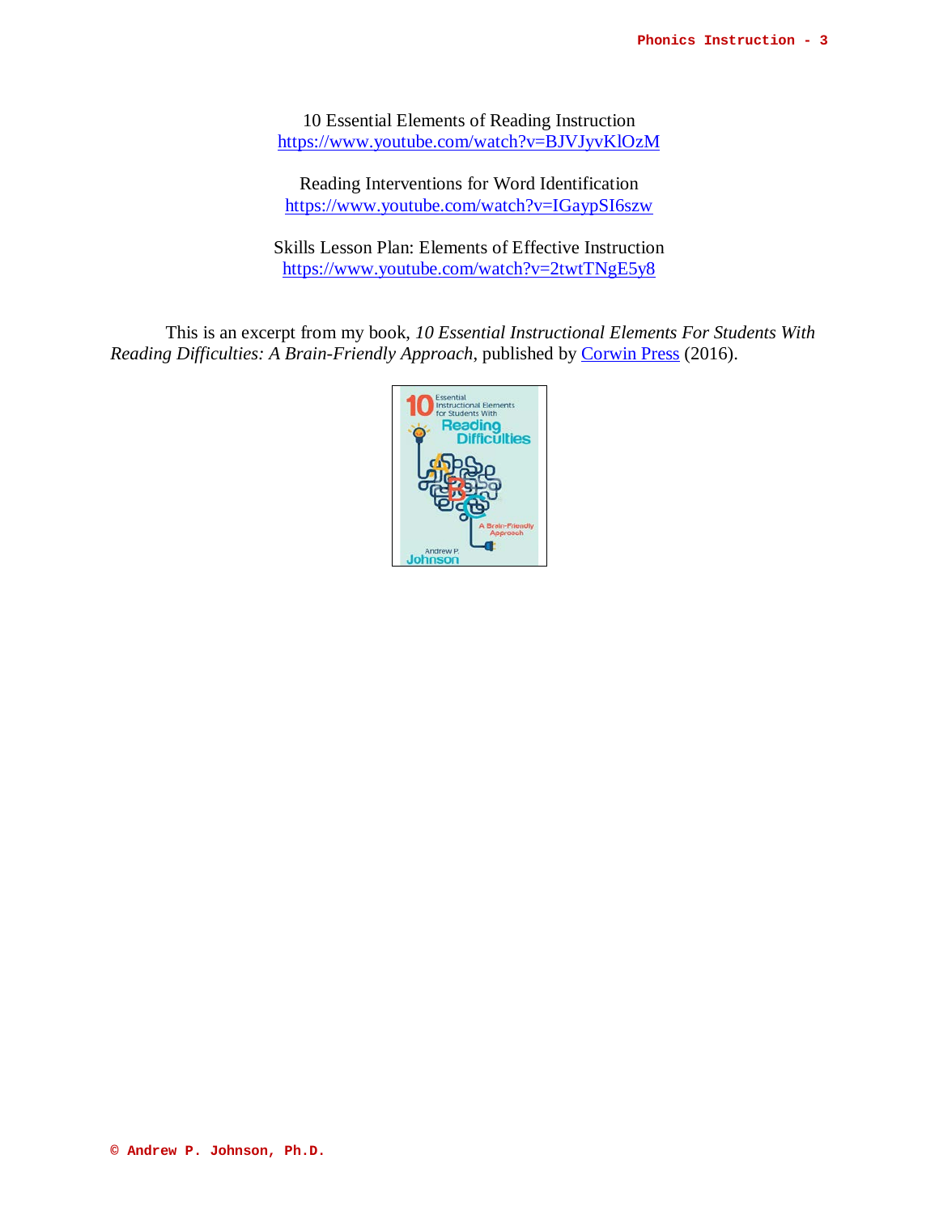10 Essential Elements of Reading Instruction
https://www.youtube.com/watch?v=BJVJyvKlOzM

Reading Interventions for Word Identification
https://www.youtube.com/watch?v=IGaypSI6szw

Skills Lesson Plan: Elements of Effective Instruction
https://www.youtube.com/watch?v=2twtTNgE5y8

This is an excerpt from my book, *10 Essential Instructional Elements For Students With Reading Difficulties: A Brain-Friendly Approach*, published by Corwin Press (2016).